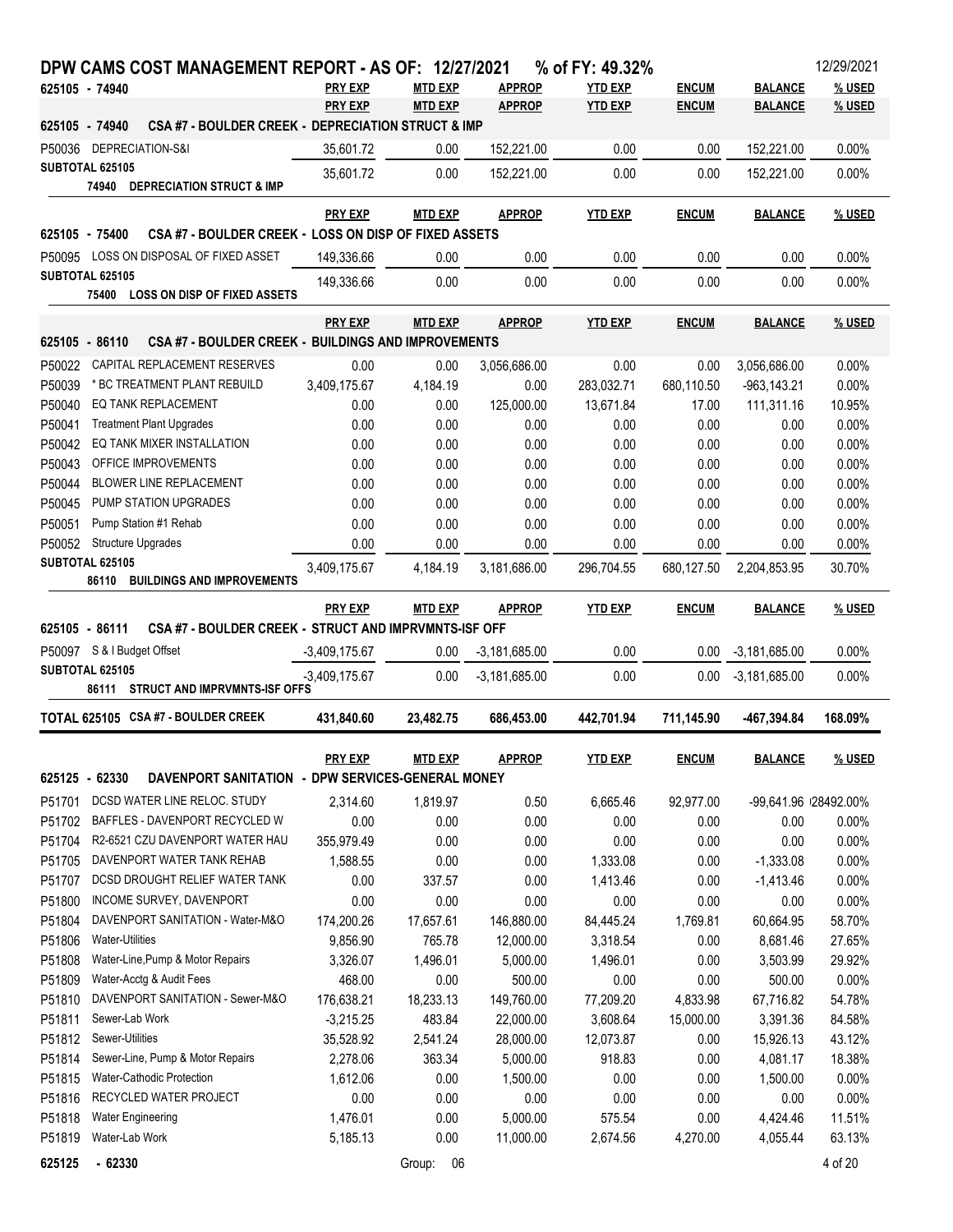# DPW CAMS COST MANAGEMENT REPORT - AS OF: 12/27/2021 % of FY: 49.32%

12/29/2021

## 625105 - 74940 CSA #7 - BOULDER CREEK - DEPRECIATION STRUCT & IMP

| | | PRY EXP | MTD EXP | APPROP | YTD EXP | ENCUM | BALANCE | % USED |
|---|---|---|---|---|---|---|---|---|
| P50036 | DEPRECIATION-S&I | 35,601.72 | 0.00 | 152,221.00 | 0.00 | 0.00 | 152,221.00 | 0.00% |
| SUBTOTAL 625105 | 74940 DEPRECIATION STRUCT & IMP | 35,601.72 | 0.00 | 152,221.00 | 0.00 | 0.00 | 152,221.00 | 0.00% |

## 625105 - 75400 CSA #7 - BOULDER CREEK - LOSS ON DISP OF FIXED ASSETS

| | | PRY EXP | MTD EXP | APPROP | YTD EXP | ENCUM | BALANCE | % USED |
|---|---|---|---|---|---|---|---|---|
| P50095 | LOSS ON DISPOSAL OF FIXED ASSET | 149,336.66 | 0.00 | 0.00 | 0.00 | 0.00 | 0.00 | 0.00% |
| SUBTOTAL 625105 | 75400 LOSS ON DISP OF FIXED ASSETS | 149,336.66 | 0.00 | 0.00 | 0.00 | 0.00 | 0.00 | 0.00% |

## 625105 - 86110 CSA #7 - BOULDER CREEK - BUILDINGS AND IMPROVEMENTS

| | | PRY EXP | MTD EXP | APPROP | YTD EXP | ENCUM | BALANCE | % USED |
|---|---|---|---|---|---|---|---|---|
| P50022 | CAPITAL REPLACEMENT RESERVES | 0.00 | 0.00 | 3,056,686.00 | 0.00 | 0.00 | 3,056,686.00 | 0.00% |
| P50039 | * BC TREATMENT PLANT REBUILD | 3,409,175.67 | 4,184.19 | 0.00 | 283,032.71 | 680,110.50 | -963,143.21 | 0.00% |
| P50040 | EQ TANK REPLACEMENT | 0.00 | 0.00 | 125,000.00 | 13,671.84 | 17.00 | 111,311.16 | 10.95% |
| P50041 | Treatment Plant Upgrades | 0.00 | 0.00 | 0.00 | 0.00 | 0.00 | 0.00 | 0.00% |
| P50042 | EQ TANK MIXER INSTALLATION | 0.00 | 0.00 | 0.00 | 0.00 | 0.00 | 0.00 | 0.00% |
| P50043 | OFFICE IMPROVEMENTS | 0.00 | 0.00 | 0.00 | 0.00 | 0.00 | 0.00 | 0.00% |
| P50044 | BLOWER LINE REPLACEMENT | 0.00 | 0.00 | 0.00 | 0.00 | 0.00 | 0.00 | 0.00% |
| P50045 | PUMP STATION UPGRADES | 0.00 | 0.00 | 0.00 | 0.00 | 0.00 | 0.00 | 0.00% |
| P50051 | Pump Station #1 Rehab | 0.00 | 0.00 | 0.00 | 0.00 | 0.00 | 0.00 | 0.00% |
| P50052 | Structure Upgrades | 0.00 | 0.00 | 0.00 | 0.00 | 0.00 | 0.00 | 0.00% |
| SUBTOTAL 625105 | 86110 BUILDINGS AND IMPROVEMENTS | 3,409,175.67 | 4,184.19 | 3,181,686.00 | 296,704.55 | 680,127.50 | 2,204,853.95 | 30.70% |

## 625105 - 86111 CSA #7 - BOULDER CREEK - STRUCT AND IMPRVMNTS-ISF OFF

| | | PRY EXP | MTD EXP | APPROP | YTD EXP | ENCUM | BALANCE | % USED |
|---|---|---|---|---|---|---|---|---|
| P50097 | S & I Budget Offset | -3,409,175.67 | 0.00 | -3,181,685.00 | 0.00 | 0.00 | -3,181,685.00 | 0.00% |
| SUBTOTAL 625105 | 86111 STRUCT AND IMPRVMNTS-ISF OFFS | -3,409,175.67 | 0.00 | -3,181,685.00 | 0.00 | 0.00 | -3,181,685.00 | 0.00% |
| **TOTAL 625105** | **CSA #7 - BOULDER CREEK** | **431,840.60** | **23,482.75** | **686,453.00** | **442,701.94** | **711,145.90** | **-467,394.84** | **168.09%** |

## 625125 - 62330 DAVENPORT SANITATION - DPW SERVICES-GENERAL MONEY

| | | PRY EXP | MTD EXP | APPROP | YTD EXP | ENCUM | BALANCE | % USED |
|---|---|---|---|---|---|---|---|---|
| P51701 | DCSD WATER LINE RELOC. STUDY | 2,314.60 | 1,819.97 | 0.50 | 6,665.46 | 92,977.00 | -99,641.96 | 28492.00% |
| P51702 | BAFFLES - DAVENPORT RECYCLED W | 0.00 | 0.00 | 0.00 | 0.00 | 0.00 | 0.00 | 0.00% |
| P51704 | R2-6521 CZU DAVENPORT WATER HAU | 355,979.49 | 0.00 | 0.00 | 0.00 | 0.00 | 0.00 | 0.00% |
| P51705 | DAVENPORT WATER TANK REHAB | 1,588.55 | 0.00 | 0.00 | 1,333.08 | 0.00 | -1,333.08 | 0.00% |
| P51707 | DCSD DROUGHT RELIEF WATER TANK | 0.00 | 337.57 | 0.00 | 1,413.46 | 0.00 | -1,413.46 | 0.00% |
| P51800 | INCOME SURVEY, DAVENPORT | 0.00 | 0.00 | 0.00 | 0.00 | 0.00 | 0.00 | 0.00% |
| P51804 | DAVENPORT SANITATION - Water-M&O | 174,200.26 | 17,657.61 | 146,880.00 | 84,445.24 | 1,769.81 | 60,664.95 | 58.70% |
| P51806 | Water-Utilities | 9,856.90 | 765.78 | 12,000.00 | 3,318.54 | 0.00 | 8,681.46 | 27.65% |
| P51808 | Water-Line,Pump & Motor Repairs | 3,326.07 | 1,496.01 | 5,000.00 | 1,496.01 | 0.00 | 3,503.99 | 29.92% |
| P51809 | Water-Acctg & Audit Fees | 468.00 | 0.00 | 500.00 | 0.00 | 0.00 | 500.00 | 0.00% |
| P51810 | DAVENPORT SANITATION - Sewer-M&O | 176,638.21 | 18,233.13 | 149,760.00 | 77,209.20 | 4,833.98 | 67,716.82 | 54.78% |
| P51811 | Sewer-Lab Work | -3,215.25 | 483.84 | 22,000.00 | 3,608.64 | 15,000.00 | 3,391.36 | 84.58% |
| P51812 | Sewer-Utilities | 35,528.92 | 2,541.24 | 28,000.00 | 12,073.87 | 0.00 | 15,926.13 | 43.12% |
| P51814 | Sewer-Line, Pump & Motor Repairs | 2,278.06 | 363.34 | 5,000.00 | 918.83 | 0.00 | 4,081.17 | 18.38% |
| P51815 | Water-Cathodic Protection | 1,612.06 | 0.00 | 1,500.00 | 0.00 | 0.00 | 1,500.00 | 0.00% |
| P51816 | RECYCLED WATER PROJECT | 0.00 | 0.00 | 0.00 | 0.00 | 0.00 | 0.00 | 0.00% |
| P51818 | Water Engineering | 1,476.01 | 0.00 | 5,000.00 | 575.54 | 0.00 | 4,424.46 | 11.51% |
| P51819 | Water-Lab Work | 5,185.13 | 0.00 | 11,000.00 | 2,674.56 | 4,270.00 | 4,055.44 | 63.13% |

625125 - 62330 Group: 06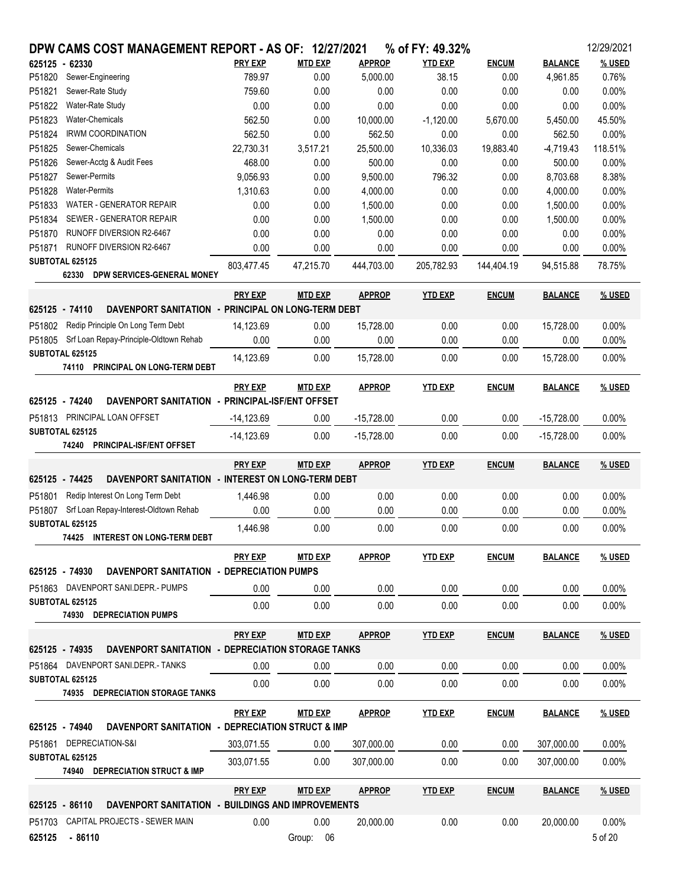# DPW CAMS COST MANAGEMENT REPORT - AS OF: 12/27/2021 % of FY: 49.32%

12/29/2021

| 625125 - 62330 | | PRY EXP | MTD EXP | APPROP | YTD EXP | ENCUM | BALANCE | % USED |
|---|---|---|---|---|---|---|---|---|
| P51820 | Sewer-Engineering | 789.97 | 0.00 | 5,000.00 | 38.15 | 0.00 | 4,961.85 | 0.76% |
| P51821 | Sewer-Rate Study | 759.60 | 0.00 | 0.00 | 0.00 | 0.00 | 0.00 | 0.00% |
| P51822 | Water-Rate Study | 0.00 | 0.00 | 0.00 | 0.00 | 0.00 | 0.00 | 0.00% |
| P51823 | Water-Chemicals | 562.50 | 0.00 | 10,000.00 | -1,120.00 | 5,670.00 | 5,450.00 | 45.50% |
| P51824 | IRWM COORDINATION | 562.50 | 0.00 | 562.50 | 0.00 | 0.00 | 562.50 | 0.00% |
| P51825 | Sewer-Chemicals | 22,730.31 | 3,517.21 | 25,500.00 | 10,336.03 | 19,883.40 | -4,719.43 | 118.51% |
| P51826 | Sewer-Acctg & Audit Fees | 468.00 | 0.00 | 500.00 | 0.00 | 0.00 | 500.00 | 0.00% |
| P51827 | Sewer-Permits | 9,056.93 | 0.00 | 9,500.00 | 796.32 | 0.00 | 8,703.68 | 8.38% |
| P51828 | Water-Permits | 1,310.63 | 0.00 | 4,000.00 | 0.00 | 0.00 | 4,000.00 | 0.00% |
| P51833 | WATER - GENERATOR REPAIR | 0.00 | 0.00 | 1,500.00 | 0.00 | 0.00 | 1,500.00 | 0.00% |
| P51834 | SEWER - GENERATOR REPAIR | 0.00 | 0.00 | 1,500.00 | 0.00 | 0.00 | 1,500.00 | 0.00% |
| P51870 | RUNOFF DIVERSION R2-6467 | 0.00 | 0.00 | 0.00 | 0.00 | 0.00 | 0.00 | 0.00% |
| P51871 | RUNOFF DIVERSION R2-6467 | 0.00 | 0.00 | 0.00 | 0.00 | 0.00 | 0.00 | 0.00% |
| **SUBTOTAL 625125** | **62330 DPW SERVICES-GENERAL MONEY** | 803,477.45 | 47,215.70 | 444,703.00 | 205,782.93 | 144,404.19 | 94,515.88 | 78.75% |

| 625125 - 74110 | DAVENPORT SANITATION - PRINCIPAL ON LONG-TERM DEBT | PRY EXP | MTD EXP | APPROP | YTD EXP | ENCUM | BALANCE | % USED |
|---|---|---|---|---|---|---|---|---|
| P51802 | Redip Principle On Long Term Debt | 14,123.69 | 0.00 | 15,728.00 | 0.00 | 0.00 | 15,728.00 | 0.00% |
| P51805 | Srf Loan Repay-Principle-Oldtown Rehab | 0.00 | 0.00 | 0.00 | 0.00 | 0.00 | 0.00 | 0.00% |
| **SUBTOTAL 625125** | **74110 PRINCIPAL ON LONG-TERM DEBT** | 14,123.69 | 0.00 | 15,728.00 | 0.00 | 0.00 | 15,728.00 | 0.00% |

| 625125 - 74240 | DAVENPORT SANITATION - PRINCIPAL-ISF/ENT OFFSET | PRY EXP | MTD EXP | APPROP | YTD EXP | ENCUM | BALANCE | % USED |
|---|---|---|---|---|---|---|---|---|
| P51813 | PRINCIPAL LOAN OFFSET | -14,123.69 | 0.00 | -15,728.00 | 0.00 | 0.00 | -15,728.00 | 0.00% |
| **SUBTOTAL 625125** | **74240 PRINCIPAL-ISF/ENT OFFSET** | -14,123.69 | 0.00 | -15,728.00 | 0.00 | 0.00 | -15,728.00 | 0.00% |

| 625125 - 74425 | DAVENPORT SANITATION - INTEREST ON LONG-TERM DEBT | PRY EXP | MTD EXP | APPROP | YTD EXP | ENCUM | BALANCE | % USED |
|---|---|---|---|---|---|---|---|---|
| P51801 | Redip Interest On Long Term Debt | 1,446.98 | 0.00 | 0.00 | 0.00 | 0.00 | 0.00 | 0.00% |
| P51807 | Srf Loan Repay-Interest-Oldtown Rehab | 0.00 | 0.00 | 0.00 | 0.00 | 0.00 | 0.00 | 0.00% |
| **SUBTOTAL 625125** | **74425 INTEREST ON LONG-TERM DEBT** | 1,446.98 | 0.00 | 0.00 | 0.00 | 0.00 | 0.00 | 0.00% |

| 625125 - 74930 | DAVENPORT SANITATION - DEPRECIATION PUMPS | PRY EXP | MTD EXP | APPROP | YTD EXP | ENCUM | BALANCE | % USED |
|---|---|---|---|---|---|---|---|---|
| P51863 | DAVENPORT SANI.DEPR.- PUMPS | 0.00 | 0.00 | 0.00 | 0.00 | 0.00 | 0.00 | 0.00% |
| **SUBTOTAL 625125** | **74930 DEPRECIATION PUMPS** | 0.00 | 0.00 | 0.00 | 0.00 | 0.00 | 0.00 | 0.00% |

| 625125 - 74935 | DAVENPORT SANITATION - DEPRECIATION STORAGE TANKS | PRY EXP | MTD EXP | APPROP | YTD EXP | ENCUM | BALANCE | % USED |
|---|---|---|---|---|---|---|---|---|
| P51864 | DAVENPORT SANI.DEPR.- TANKS | 0.00 | 0.00 | 0.00 | 0.00 | 0.00 | 0.00 | 0.00% |
| **SUBTOTAL 625125** | **74935 DEPRECIATION STORAGE TANKS** | 0.00 | 0.00 | 0.00 | 0.00 | 0.00 | 0.00 | 0.00% |

| 625125 - 74940 | DAVENPORT SANITATION - DEPRECIATION STRUCT & IMP | PRY EXP | MTD EXP | APPROP | YTD EXP | ENCUM | BALANCE | % USED |
|---|---|---|---|---|---|---|---|---|
| P51861 | DEPRECIATION-S&I | 303,071.55 | 0.00 | 307,000.00 | 0.00 | 0.00 | 307,000.00 | 0.00% |
| **SUBTOTAL 625125** | **74940 DEPRECIATION STRUCT & IMP** | 303,071.55 | 0.00 | 307,000.00 | 0.00 | 0.00 | 307,000.00 | 0.00% |

| 625125 - 86110 | DAVENPORT SANITATION - BUILDINGS AND IMPROVEMENTS | PRY EXP | MTD EXP | APPROP | YTD EXP | ENCUM | BALANCE | % USED |
|---|---|---|---|---|---|---|---|---|
| P51703 | CAPITAL PROJECTS - SEWER MAIN | 0.00 | 0.00 | 20,000.00 | 0.00 | 0.00 | 20,000.00 | 0.00% |

625125 - 86110 Group: 06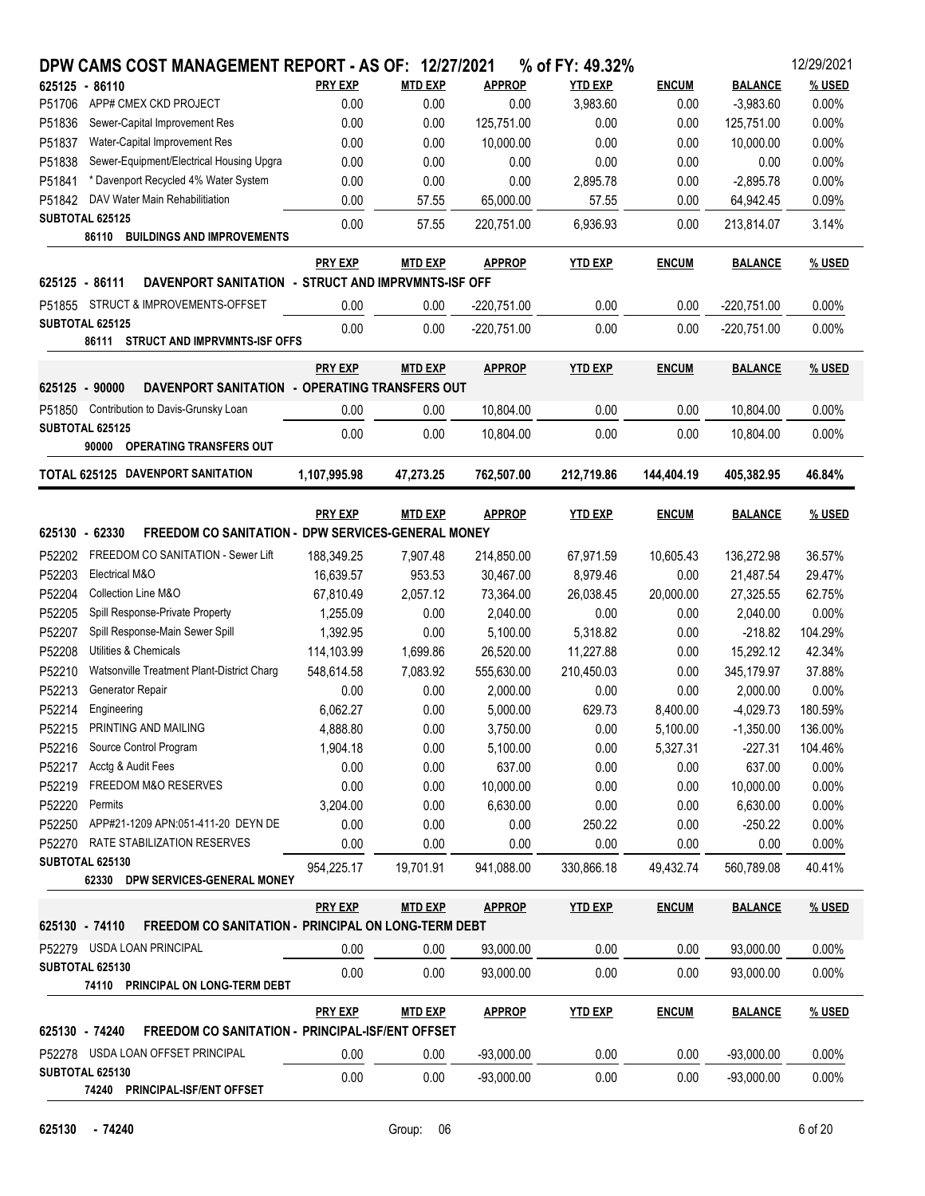# DPW CAMS COST MANAGEMENT REPORT - AS OF: 12/27/2021 % of FY: 49.32%

12/29/2021

| 625125 - 86110 | PRY EXP | MTD EXP | APPROP | YTD EXP | ENCUM | BALANCE | % USED |
|---|---|---|---|---|---|---|---|
| P51706 APP# CMEX CKD PROJECT | 0.00 | 0.00 | 0.00 | 3,983.60 | 0.00 | -3,983.60 | 0.00% |
| P51836 Sewer-Capital Improvement Res | 0.00 | 0.00 | 125,751.00 | 0.00 | 0.00 | 125,751.00 | 0.00% |
| P51837 Water-Capital Improvement Res | 0.00 | 0.00 | 10,000.00 | 0.00 | 0.00 | 10,000.00 | 0.00% |
| P51838 Sewer-Equipment/Electrical Housing Upgra | 0.00 | 0.00 | 0.00 | 0.00 | 0.00 | 0.00 | 0.00% |
| P51841 * Davenport Recycled 4% Water System | 0.00 | 0.00 | 0.00 | 2,895.78 | 0.00 | -2,895.78 | 0.00% |
| P51842 DAV Water Main Rehabilitiation | 0.00 | 57.55 | 65,000.00 | 57.55 | 0.00 | 64,942.45 | 0.09% |
| **SUBTOTAL 625125 86110 BUILDINGS AND IMPROVEMENTS** | 0.00 | 57.55 | 220,751.00 | 6,936.93 | 0.00 | 213,814.07 | 3.14% |

| 625125 - 86111 DAVENPORT SANITATION - STRUCT AND IMPRVMNTS-ISF OFF | PRY EXP | MTD EXP | APPROP | YTD EXP | ENCUM | BALANCE | % USED |
|---|---|---|---|---|---|---|---|
| P51855 STRUCT & IMPROVEMENTS-OFFSET | 0.00 | 0.00 | -220,751.00 | 0.00 | 0.00 | -220,751.00 | 0.00% |
| **SUBTOTAL 625125 86111 STRUCT AND IMPRVMNTS-ISF OFFS** | 0.00 | 0.00 | -220,751.00 | 0.00 | 0.00 | -220,751.00 | 0.00% |

| 625125 - 90000 DAVENPORT SANITATION - OPERATING TRANSFERS OUT | PRY EXP | MTD EXP | APPROP | YTD EXP | ENCUM | BALANCE | % USED |
|---|---|---|---|---|---|---|---|
| P51850 Contribution to Davis-Grunsky Loan | 0.00 | 0.00 | 10,804.00 | 0.00 | 0.00 | 10,804.00 | 0.00% |
| **SUBTOTAL 625125 90000 OPERATING TRANSFERS OUT** | 0.00 | 0.00 | 10,804.00 | 0.00 | 0.00 | 10,804.00 | 0.00% |
| **TOTAL 625125 DAVENPORT SANITATION** | **1,107,995.98** | **47,273.25** | **762,507.00** | **212,719.86** | **144,404.19** | **405,382.95** | **46.84%** |

| 625130 - 62330 FREEDOM CO SANITATION - DPW SERVICES-GENERAL MONEY | PRY EXP | MTD EXP | APPROP | YTD EXP | ENCUM | BALANCE | % USED |
|---|---|---|---|---|---|---|---|
| P52202 FREEDOM CO SANITATION - Sewer Lift | 188,349.25 | 7,907.48 | 214,850.00 | 67,971.59 | 10,605.43 | 136,272.98 | 36.57% |
| P52203 Electrical M&O | 16,639.57 | 953.53 | 30,467.00 | 8,979.46 | 0.00 | 21,487.54 | 29.47% |
| P52204 Collection Line M&O | 67,810.49 | 2,057.12 | 73,364.00 | 26,038.45 | 20,000.00 | 27,325.55 | 62.75% |
| P52205 Spill Response-Private Property | 1,255.09 | 0.00 | 2,040.00 | 0.00 | 0.00 | 2,040.00 | 0.00% |
| P52207 Spill Response-Main Sewer Spill | 1,392.95 | 0.00 | 5,100.00 | 5,318.82 | 0.00 | -218.82 | 104.29% |
| P52208 Utilities & Chemicals | 114,103.99 | 1,699.86 | 26,520.00 | 11,227.88 | 0.00 | 15,292.12 | 42.34% |
| P52210 Watsonville Treatment Plant-District Charg | 548,614.58 | 7,083.92 | 555,630.00 | 210,450.03 | 0.00 | 345,179.97 | 37.88% |
| P52213 Generator Repair | 0.00 | 0.00 | 2,000.00 | 0.00 | 0.00 | 2,000.00 | 0.00% |
| P52214 Engineering | 6,062.27 | 0.00 | 5,000.00 | 629.73 | 8,400.00 | -4,029.73 | 180.59% |
| P52215 PRINTING AND MAILING | 4,888.80 | 0.00 | 3,750.00 | 0.00 | 5,100.00 | -1,350.00 | 136.00% |
| P52216 Source Control Program | 1,904.18 | 0.00 | 5,100.00 | 0.00 | 5,327.31 | -227.31 | 104.46% |
| P52217 Acctg & Audit Fees | 0.00 | 0.00 | 637.00 | 0.00 | 0.00 | 637.00 | 0.00% |
| P52219 FREEDOM M&O RESERVES | 0.00 | 0.00 | 10,000.00 | 0.00 | 0.00 | 10,000.00 | 0.00% |
| P52220 Permits | 3,204.00 | 0.00 | 6,630.00 | 0.00 | 0.00 | 6,630.00 | 0.00% |
| P52250 APP#21-1209 APN:051-411-20 DEYN DE | 0.00 | 0.00 | 0.00 | 250.22 | 0.00 | -250.22 | 0.00% |
| P52270 RATE STABILIZATION RESERVES | 0.00 | 0.00 | 0.00 | 0.00 | 0.00 | 0.00 | 0.00% |
| **SUBTOTAL 625130 62330 DPW SERVICES-GENERAL MONEY** | 954,225.17 | 19,701.91 | 941,088.00 | 330,866.18 | 49,432.74 | 560,789.08 | 40.41% |

| 625130 - 74110 FREEDOM CO SANITATION - PRINCIPAL ON LONG-TERM DEBT | PRY EXP | MTD EXP | APPROP | YTD EXP | ENCUM | BALANCE | % USED |
|---|---|---|---|---|---|---|---|
| P52279 USDA LOAN PRINCIPAL | 0.00 | 0.00 | 93,000.00 | 0.00 | 0.00 | 93,000.00 | 0.00% |
| **SUBTOTAL 625130 74110 PRINCIPAL ON LONG-TERM DEBT** | 0.00 | 0.00 | 93,000.00 | 0.00 | 0.00 | 93,000.00 | 0.00% |

| 625130 - 74240 FREEDOM CO SANITATION - PRINCIPAL-ISF/ENT OFFSET | PRY EXP | MTD EXP | APPROP | YTD EXP | ENCUM | BALANCE | % USED |
|---|---|---|---|---|---|---|---|
| P52278 USDA LOAN OFFSET PRINCIPAL | 0.00 | 0.00 | -93,000.00 | 0.00 | 0.00 | -93,000.00 | 0.00% |
| **SUBTOTAL 625130 74240 PRINCIPAL-ISF/ENT OFFSET** | 0.00 | 0.00 | -93,000.00 | 0.00 | 0.00 | -93,000.00 | 0.00% |

625130 - 74240 Group: 06